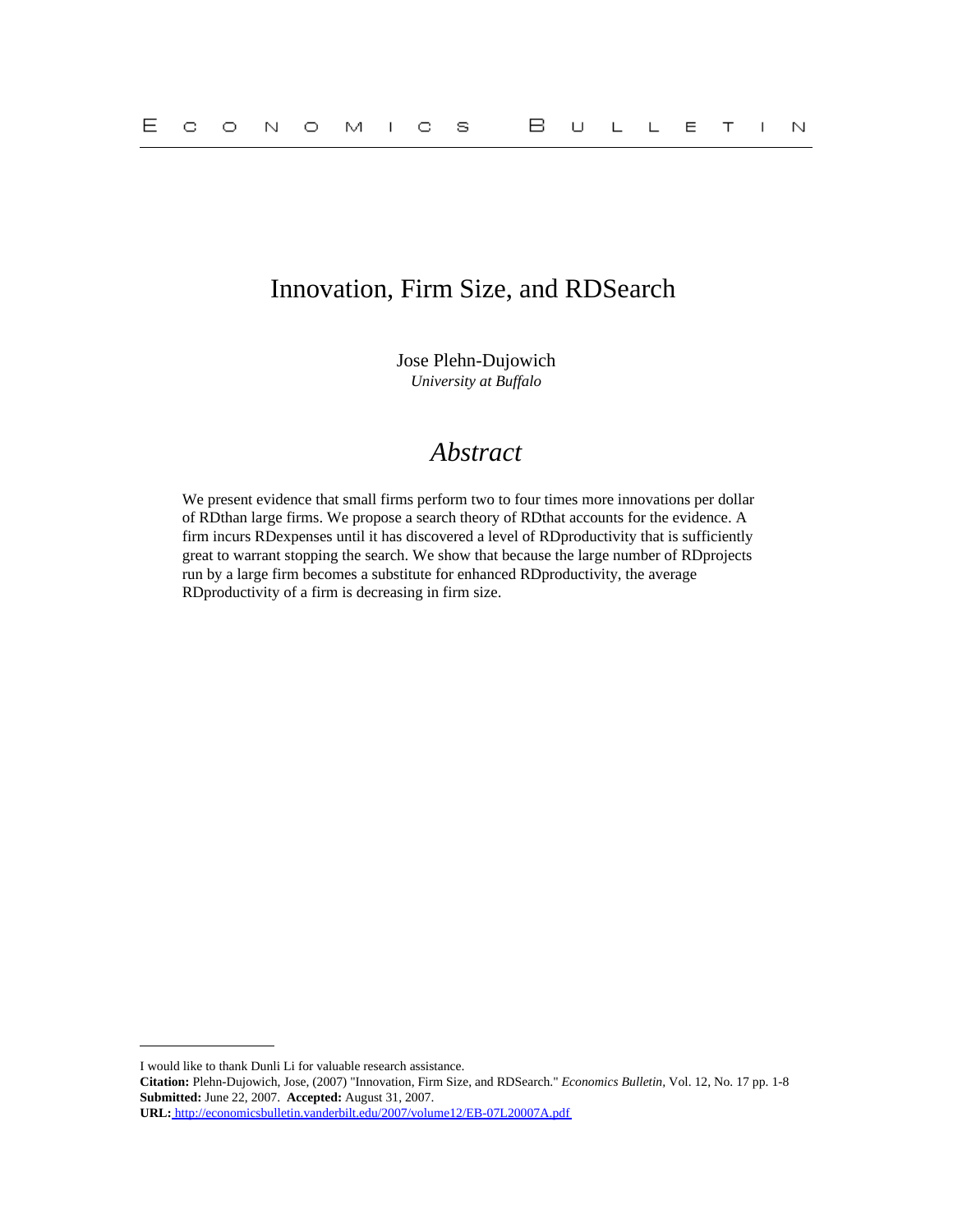# Innovation, Firm Size, and RDSearch

Jose Plehn-Dujowich
*University at Buffalo*

## *Abstract*

We present evidence that small firms perform two to four times more innovations per dollar of RDthan large firms. We propose a search theory of RDthat accounts for the evidence. A firm incurs RDexpenses until it has discovered a level of RDproductivity that is sufficiently great to warrant stopping the search. We show that because the large number of RDprojects run by a large firm becomes a substitute for enhanced RDproductivity, the average RDproductivity of a firm is decreasing in firm size.

---

I would like to thank Dunli Li for valuable research assistance.
**Citation:** Plehn-Dujowich, Jose, (2007) "Innovation, Firm Size, and RDSearch." *Economics Bulletin*, Vol. 12, No. 17 pp. 1-8
**Submitted:** June 22, 2007. **Accepted:** August 31, 2007.
**URL:** http://economicsbulletin.vanderbilt.edu/2007/volume12/EB-07L20007A.pdf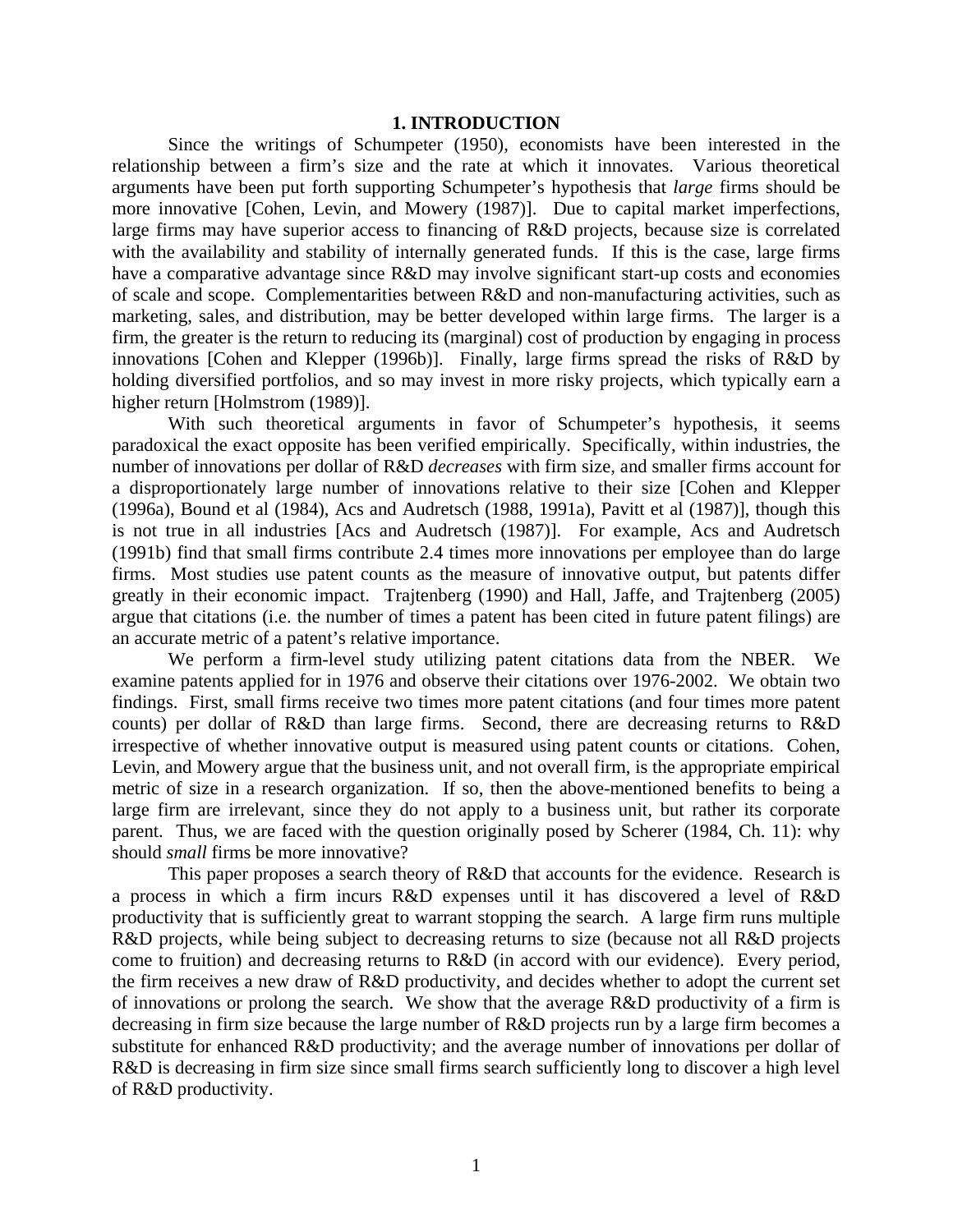# 1. INTRODUCTION

Since the writings of Schumpeter (1950), economists have been interested in the relationship between a firm's size and the rate at which it innovates. Various theoretical arguments have been put forth supporting Schumpeter's hypothesis that *large* firms should be more innovative [Cohen, Levin, and Mowery (1987)]. Due to capital market imperfections, large firms may have superior access to financing of R&D projects, because size is correlated with the availability and stability of internally generated funds. If this is the case, large firms have a comparative advantage since R&D may involve significant start-up costs and economies of scale and scope. Complementarities between R&D and non-manufacturing activities, such as marketing, sales, and distribution, may be better developed within large firms. The larger is a firm, the greater is the return to reducing its (marginal) cost of production by engaging in process innovations [Cohen and Klepper (1996b)]. Finally, large firms spread the risks of R&D by holding diversified portfolios, and so may invest in more risky projects, which typically earn a higher return [Holmstrom (1989)].

With such theoretical arguments in favor of Schumpeter's hypothesis, it seems paradoxical the exact opposite has been verified empirically. Specifically, within industries, the number of innovations per dollar of R&D *decreases* with firm size, and smaller firms account for a disproportionately large number of innovations relative to their size [Cohen and Klepper (1996a), Bound et al (1984), Acs and Audretsch (1988, 1991a), Pavitt et al (1987)], though this is not true in all industries [Acs and Audretsch (1987)]. For example, Acs and Audretsch (1991b) find that small firms contribute 2.4 times more innovations per employee than do large firms. Most studies use patent counts as the measure of innovative output, but patents differ greatly in their economic impact. Trajtenberg (1990) and Hall, Jaffe, and Trajtenberg (2005) argue that citations (i.e. the number of times a patent has been cited in future patent filings) are an accurate metric of a patent's relative importance.

We perform a firm-level study utilizing patent citations data from the NBER. We examine patents applied for in 1976 and observe their citations over 1976-2002. We obtain two findings. First, small firms receive two times more patent citations (and four times more patent counts) per dollar of R&D than large firms. Second, there are decreasing returns to R&D irrespective of whether innovative output is measured using patent counts or citations. Cohen, Levin, and Mowery argue that the business unit, and not overall firm, is the appropriate empirical metric of size in a research organization. If so, then the above-mentioned benefits to being a large firm are irrelevant, since they do not apply to a business unit, but rather its corporate parent. Thus, we are faced with the question originally posed by Scherer (1984, Ch. 11): why should *small* firms be more innovative?

This paper proposes a search theory of R&D that accounts for the evidence. Research is a process in which a firm incurs R&D expenses until it has discovered a level of R&D productivity that is sufficiently great to warrant stopping the search. A large firm runs multiple R&D projects, while being subject to decreasing returns to size (because not all R&D projects come to fruition) and decreasing returns to R&D (in accord with our evidence). Every period, the firm receives a new draw of R&D productivity, and decides whether to adopt the current set of innovations or prolong the search. We show that the average R&D productivity of a firm is decreasing in firm size because the large number of R&D projects run by a large firm becomes a substitute for enhanced R&D productivity; and the average number of innovations per dollar of R&D is decreasing in firm size since small firms search sufficiently long to discover a high level of R&D productivity.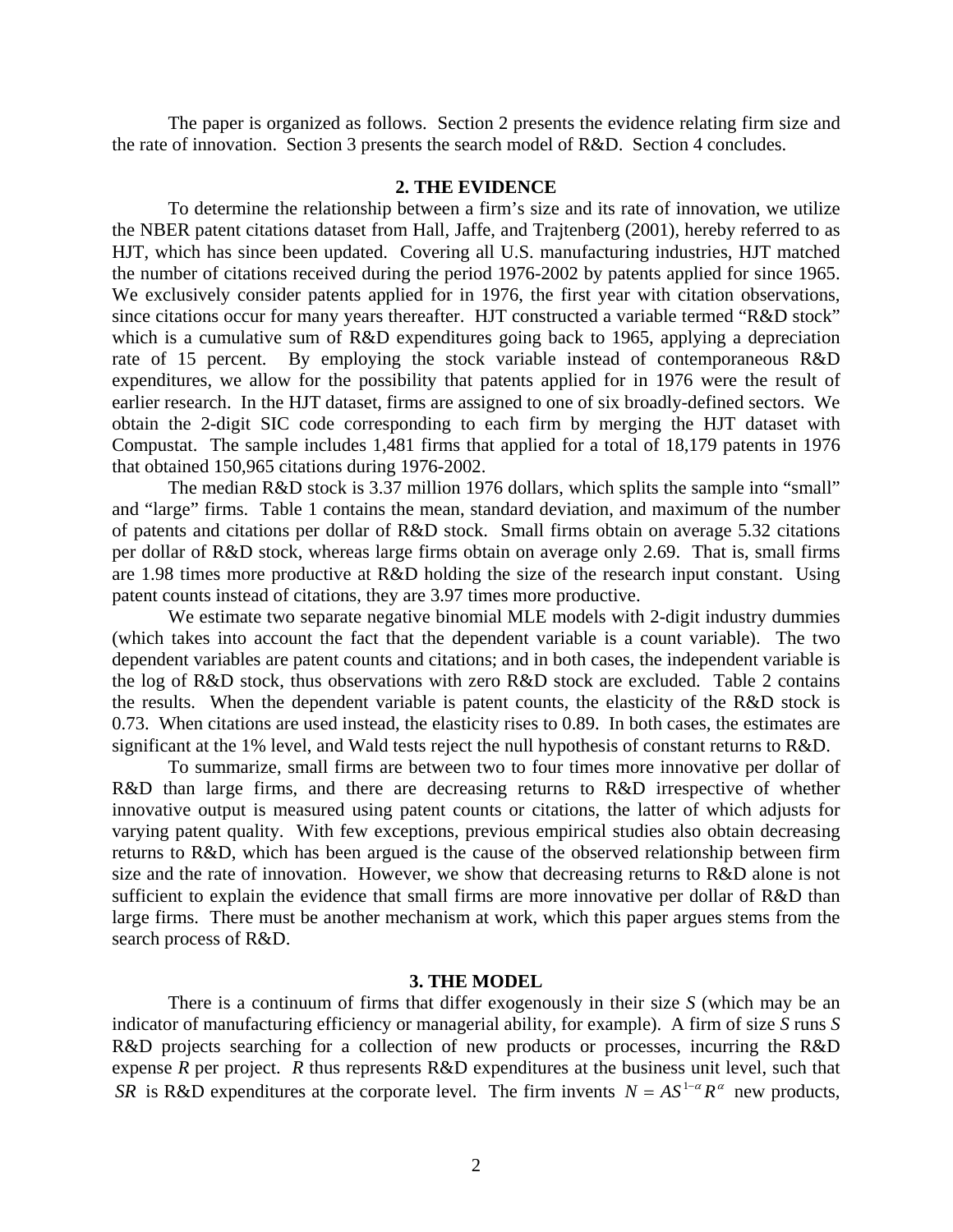The paper is organized as follows. Section 2 presents the evidence relating firm size and the rate of innovation. Section 3 presents the search model of R&D. Section 4 concludes.

## 2. THE EVIDENCE

To determine the relationship between a firm's size and its rate of innovation, we utilize the NBER patent citations dataset from Hall, Jaffe, and Trajtenberg (2001), hereby referred to as HJT, which has since been updated. Covering all U.S. manufacturing industries, HJT matched the number of citations received during the period 1976-2002 by patents applied for since 1965. We exclusively consider patents applied for in 1976, the first year with citation observations, since citations occur for many years thereafter. HJT constructed a variable termed "R&D stock" which is a cumulative sum of R&D expenditures going back to 1965, applying a depreciation rate of 15 percent. By employing the stock variable instead of contemporaneous R&D expenditures, we allow for the possibility that patents applied for in 1976 were the result of earlier research. In the HJT dataset, firms are assigned to one of six broadly-defined sectors. We obtain the 2-digit SIC code corresponding to each firm by merging the HJT dataset with Compustat. The sample includes 1,481 firms that applied for a total of 18,179 patents in 1976 that obtained 150,965 citations during 1976-2002.

The median R&D stock is 3.37 million 1976 dollars, which splits the sample into "small" and "large" firms. Table 1 contains the mean, standard deviation, and maximum of the number of patents and citations per dollar of R&D stock. Small firms obtain on average 5.32 citations per dollar of R&D stock, whereas large firms obtain on average only 2.69. That is, small firms are 1.98 times more productive at R&D holding the size of the research input constant. Using patent counts instead of citations, they are 3.97 times more productive.

We estimate two separate negative binomial MLE models with 2-digit industry dummies (which takes into account the fact that the dependent variable is a count variable). The two dependent variables are patent counts and citations; and in both cases, the independent variable is the log of R&D stock, thus observations with zero R&D stock are excluded. Table 2 contains the results. When the dependent variable is patent counts, the elasticity of the R&D stock is 0.73. When citations are used instead, the elasticity rises to 0.89. In both cases, the estimates are significant at the 1% level, and Wald tests reject the null hypothesis of constant returns to R&D.

To summarize, small firms are between two to four times more innovative per dollar of R&D than large firms, and there are decreasing returns to R&D irrespective of whether innovative output is measured using patent counts or citations, the latter of which adjusts for varying patent quality. With few exceptions, previous empirical studies also obtain decreasing returns to R&D, which has been argued is the cause of the observed relationship between firm size and the rate of innovation. However, we show that decreasing returns to R&D alone is not sufficient to explain the evidence that small firms are more innovative per dollar of R&D than large firms. There must be another mechanism at work, which this paper argues stems from the search process of R&D.

## 3. THE MODEL

There is a continuum of firms that differ exogenously in their size $S$ (which may be an indicator of manufacturing efficiency or managerial ability, for example). A firm of size $S$ runs $S$ R&D projects searching for a collection of new products or processes, incurring the R&D expense $R$ per project. $R$ thus represents R&D expenditures at the business unit level, such that $SR$ is R&D expenditures at the corporate level. The firm invents $N = AS^{1-\alpha}R^{\alpha}$ new products,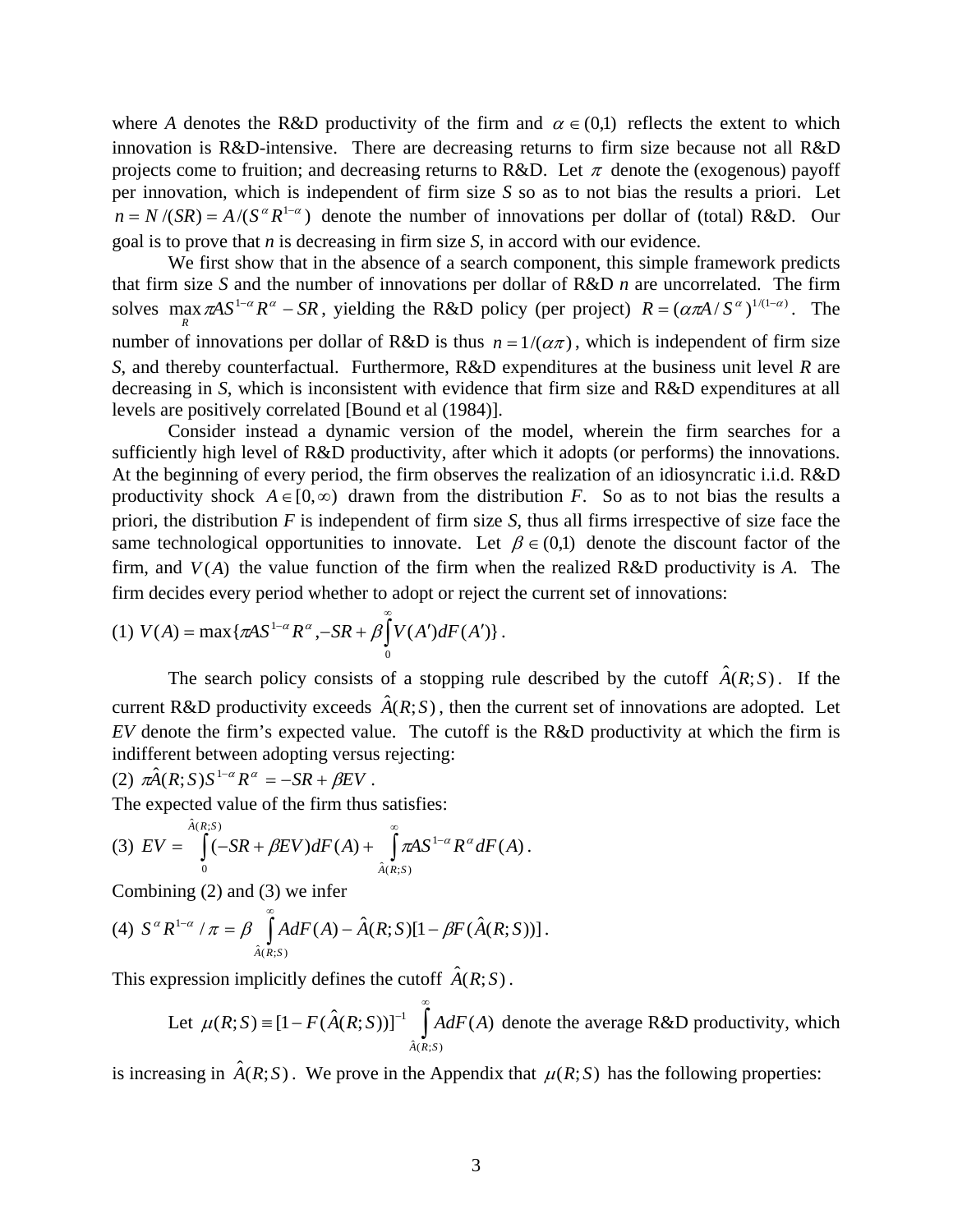where $A$ denotes the R&D productivity of the firm and $\alpha \in (0,1)$ reflects the extent to which innovation is R&D-intensive. There are decreasing returns to firm size because not all R&D projects come to fruition; and decreasing returns to R&D. Let $\pi$ denote the (exogenous) payoff per innovation, which is independent of firm size $S$ so as to not bias the results a priori. Let $n = N/(SR) = A/(S^{\alpha} R^{1-\alpha})$ denote the number of innovations per dollar of (total) R&D. Our goal is to prove that $n$ is decreasing in firm size $S$, in accord with our evidence.

We first show that in the absence of a search component, this simple framework predicts that firm size $S$ and the number of innovations per dollar of R&D $n$ are uncorrelated. The firm solves $\max_R \pi A S^{1-\alpha} R^{\alpha} - SR$, yielding the R&D policy (per project) $R = (\alpha \pi A / S^{\alpha})^{1/(1-\alpha)}$. The number of innovations per dollar of R&D is thus $n = 1/(\alpha\pi)$, which is independent of firm size $S$, and thereby counterfactual. Furthermore, R&D expenditures at the business unit level $R$ are decreasing in $S$, which is inconsistent with evidence that firm size and R&D expenditures at all levels are positively correlated [Bound et al (1984)].

Consider instead a dynamic version of the model, wherein the firm searches for a sufficiently high level of R&D productivity, after which it adopts (or performs) the innovations. At the beginning of every period, the firm observes the realization of an idiosyncratic i.i.d. R&D productivity shock $A \in [0,\infty)$ drawn from the distribution $F$. So as to not bias the results a priori, the distribution $F$ is independent of firm size $S$, thus all firms irrespective of size face the same technological opportunities to innovate. Let $\beta \in (0,1)$ denote the discount factor of the firm, and $V(A)$ the value function of the firm when the realized R&D productivity is $A$. The firm decides every period whether to adopt or reject the current set of innovations:

$$(1)\ V(A) = \max\{\pi A S^{1-\alpha} R^{\alpha}, -SR + \beta \int_0^{\infty} V(A') dF(A')\}.$$

The search policy consists of a stopping rule described by the cutoff $\hat{A}(R;S)$. If the current R&D productivity exceeds $\hat{A}(R;S)$, then the current set of innovations are adopted. Let $EV$ denote the firm's expected value. The cutoff is the R&D productivity at which the firm is indifferent between adopting versus rejecting:

$$(2)\ \pi \hat{A}(R;S) S^{1-\alpha} R^{\alpha} = -SR + \beta EV.$$

The expected value of the firm thus satisfies:

$$(3)\ EV = \int_0^{\hat{A}(R;S)} (-SR + \beta EV) dF(A) + \int_{\hat{A}(R;S)}^{\infty} \pi A S^{1-\alpha} R^{\alpha} dF(A).$$

Combining (2) and (3) we infer

$$(4)\ S^{\alpha} R^{1-\alpha} / \pi = \beta \int_{\hat{A}(R;S)}^{\infty} A dF(A) - \hat{A}(R;S)[1 - \beta F(\hat{A}(R;S))].$$

This expression implicitly defines the cutoff $\hat{A}(R;S)$.

Let $\mu(R;S) \equiv [1 - F(\hat{A}(R;S))]^{-1} \int_{\hat{A}(R;S)}^{\infty} A dF(A)$ denote the average R&D productivity, which is increasing in $\hat{A}(R;S)$. We prove in the Appendix that $\mu(R;S)$ has the following properties: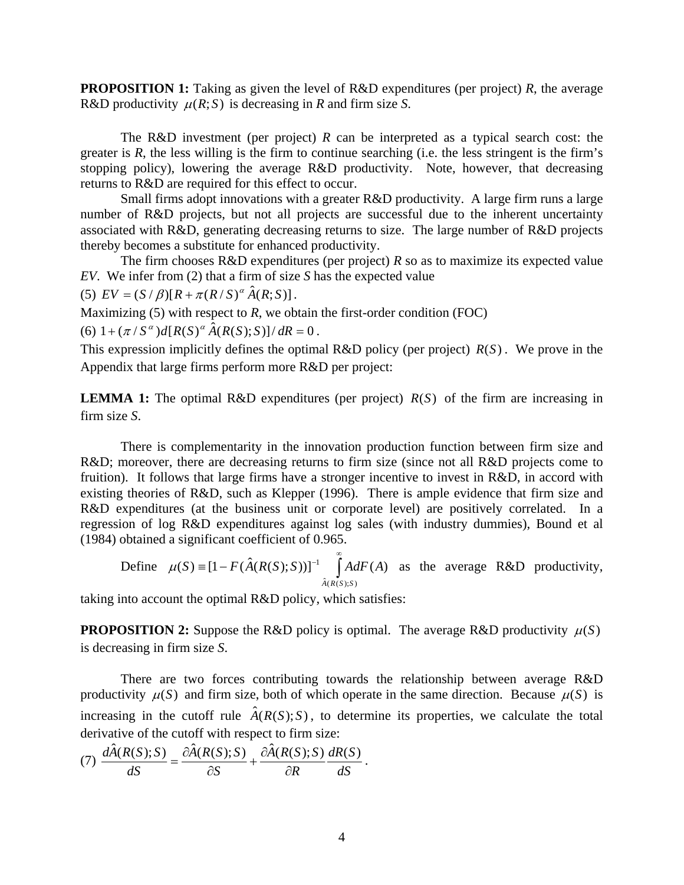**PROPOSITION 1:** Taking as given the level of R&D expenditures (per project) *R*, the average R&D productivity $\mu(R;S)$ is decreasing in *R* and firm size *S*.

The R&D investment (per project) *R* can be interpreted as a typical search cost: the greater is *R*, the less willing is the firm to continue searching (i.e. the less stringent is the firm's stopping policy), lowering the average R&D productivity. Note, however, that decreasing returns to R&D are required for this effect to occur.

Small firms adopt innovations with a greater R&D productivity. A large firm runs a large number of R&D projects, but not all projects are successful due to the inherent uncertainty associated with R&D, generating decreasing returns to size. The large number of R&D projects thereby becomes a substitute for enhanced productivity.

The firm chooses R&D expenditures (per project) *R* so as to maximize its expected value *EV*. We infer from (2) that a firm of size *S* has the expected value

(5) $EV = (S/\beta)[R + \pi(R/S)^{\alpha}\hat{A}(R;S)]$.

Maximizing (5) with respect to *R*, we obtain the first-order condition (FOC)

(6) $1 + (\pi / S^{\alpha}) d[R(S)^{\alpha}\hat{A}(R(S);S)]/dR = 0$.

This expression implicitly defines the optimal R&D policy (per project) $R(S)$. We prove in the Appendix that large firms perform more R&D per project:

**LEMMA 1:** The optimal R&D expenditures (per project) $R(S)$ of the firm are increasing in firm size *S*.

There is complementarity in the innovation production function between firm size and R&D; moreover, there are decreasing returns to firm size (since not all R&D projects come to fruition). It follows that large firms have a stronger incentive to invest in R&D, in accord with existing theories of R&D, such as Klepper (1996). There is ample evidence that firm size and R&D expenditures (at the business unit or corporate level) are positively correlated. In a regression of log R&D expenditures against log sales (with industry dummies), Bound et al (1984) obtained a significant coefficient of 0.965.

Define $\mu(S) \equiv [1 - F(\hat{A}(R(S);S))]^{-1} \int_{\hat{A}(R(S);S)}^{\infty} A dF(A)$ as the average R&D productivity, taking into account the optimal R&D policy, which satisfies:

**PROPOSITION 2:** Suppose the R&D policy is optimal. The average R&D productivity $\mu(S)$ is decreasing in firm size *S*.

There are two forces contributing towards the relationship between average R&D productivity $\mu(S)$ and firm size, both of which operate in the same direction. Because $\mu(S)$ is increasing in the cutoff rule $\hat{A}(R(S);S)$, to determine its properties, we calculate the total derivative of the cutoff with respect to firm size:

(7) $$\frac{d\hat{A}(R(S);S)}{dS} = \frac{\partial \hat{A}(R(S);S)}{\partial S} + \frac{\partial \hat{A}(R(S);S)}{\partial R}\frac{dR(S)}{dS}.$$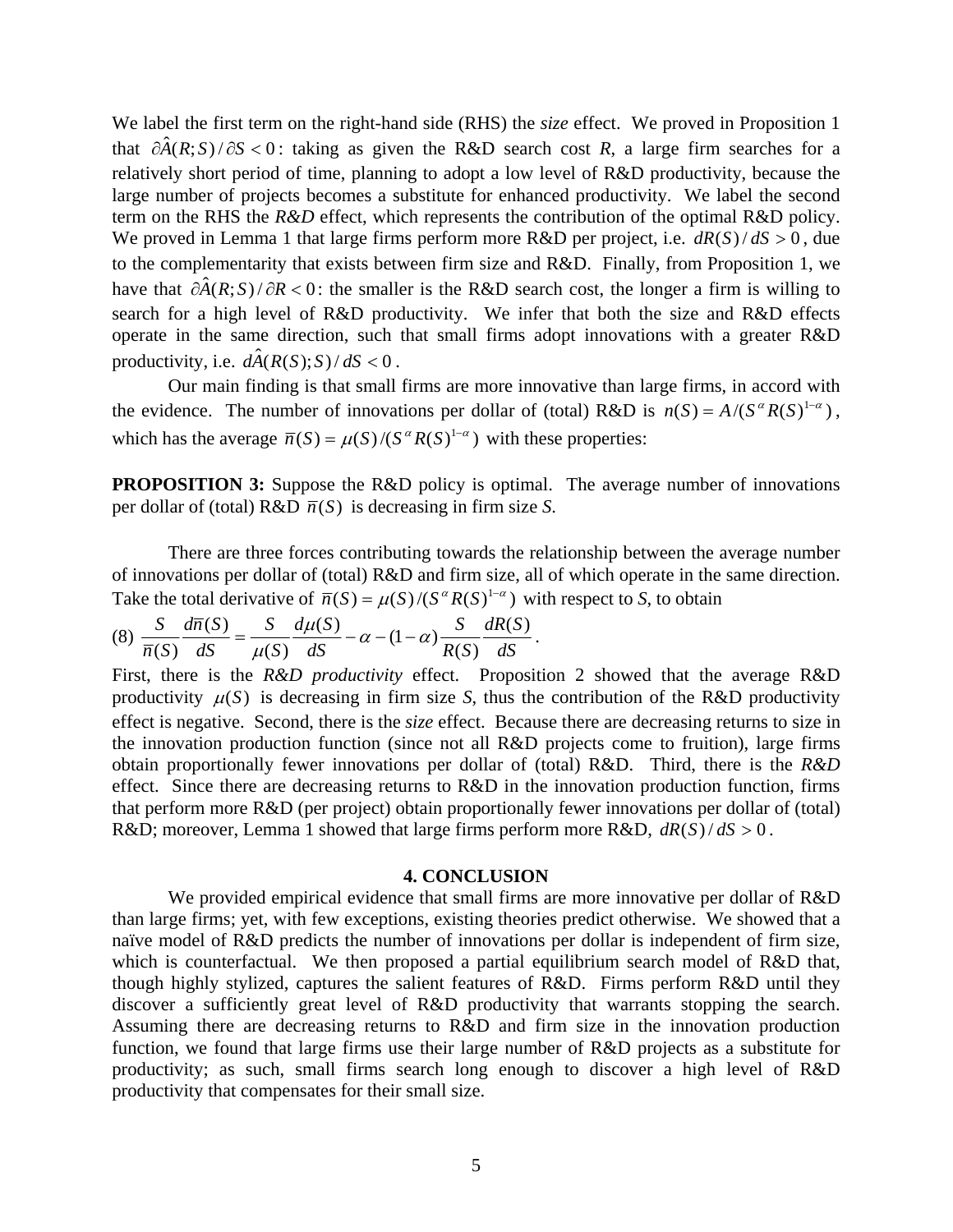We label the first term on the right-hand side (RHS) the *size* effect. We proved in Proposition 1 that $\partial \hat{A}(R;S)/\partial S < 0$: taking as given the R&D search cost *R*, a large firm searches for a relatively short period of time, planning to adopt a low level of R&D productivity, because the large number of projects becomes a substitute for enhanced productivity. We label the second term on the RHS the *R&D* effect, which represents the contribution of the optimal R&D policy. We proved in Lemma 1 that large firms perform more R&D per project, i.e. $dR(S)/dS > 0$, due to the complementarity that exists between firm size and R&D. Finally, from Proposition 1, we have that $\partial \hat{A}(R;S)/\partial R < 0$: the smaller is the R&D search cost, the longer a firm is willing to search for a high level of R&D productivity. We infer that both the size and R&D effects operate in the same direction, such that small firms adopt innovations with a greater R&D productivity, i.e. $d\hat{A}(R(S);S)/dS < 0$.

Our main finding is that small firms are more innovative than large firms, in accord with the evidence. The number of innovations per dollar of (total) R&D is $n(S) = A/(S^{\alpha} R(S)^{1-\alpha})$, which has the average $\bar{n}(S) = \mu(S)/(S^{\alpha} R(S)^{1-\alpha})$ with these properties:

**PROPOSITION 3:** Suppose the R&D policy is optimal. The average number of innovations per dollar of (total) R&D $\bar{n}(S)$ is decreasing in firm size *S*.

There are three forces contributing towards the relationship between the average number of innovations per dollar of (total) R&D and firm size, all of which operate in the same direction. Take the total derivative of $\bar{n}(S) = \mu(S)/(S^{\alpha} R(S)^{1-\alpha})$ with respect to *S*, to obtain

$$(8)\quad \frac{S}{\bar{n}(S)}\frac{d\bar{n}(S)}{dS} = \frac{S}{\mu(S)}\frac{d\mu(S)}{dS} - \alpha - (1-\alpha)\frac{S}{R(S)}\frac{dR(S)}{dS}.$$

First, there is the *R&D productivity* effect. Proposition 2 showed that the average R&D productivity $\mu(S)$ is decreasing in firm size *S*, thus the contribution of the R&D productivity effect is negative. Second, there is the *size* effect. Because there are decreasing returns to size in the innovation production function (since not all R&D projects come to fruition), large firms obtain proportionally fewer innovations per dollar of (total) R&D. Third, there is the *R&D* effect. Since there are decreasing returns to R&D in the innovation production function, firms that perform more R&D (per project) obtain proportionally fewer innovations per dollar of (total) R&D; moreover, Lemma 1 showed that large firms perform more R&D, $dR(S)/dS > 0$.

## 4. CONCLUSION

We provided empirical evidence that small firms are more innovative per dollar of R&D than large firms; yet, with few exceptions, existing theories predict otherwise. We showed that a naïve model of R&D predicts the number of innovations per dollar is independent of firm size, which is counterfactual. We then proposed a partial equilibrium search model of R&D that, though highly stylized, captures the salient features of R&D. Firms perform R&D until they discover a sufficiently great level of R&D productivity that warrants stopping the search. Assuming there are decreasing returns to R&D and firm size in the innovation production function, we found that large firms use their large number of R&D projects as a substitute for productivity; as such, small firms search long enough to discover a high level of R&D productivity that compensates for their small size.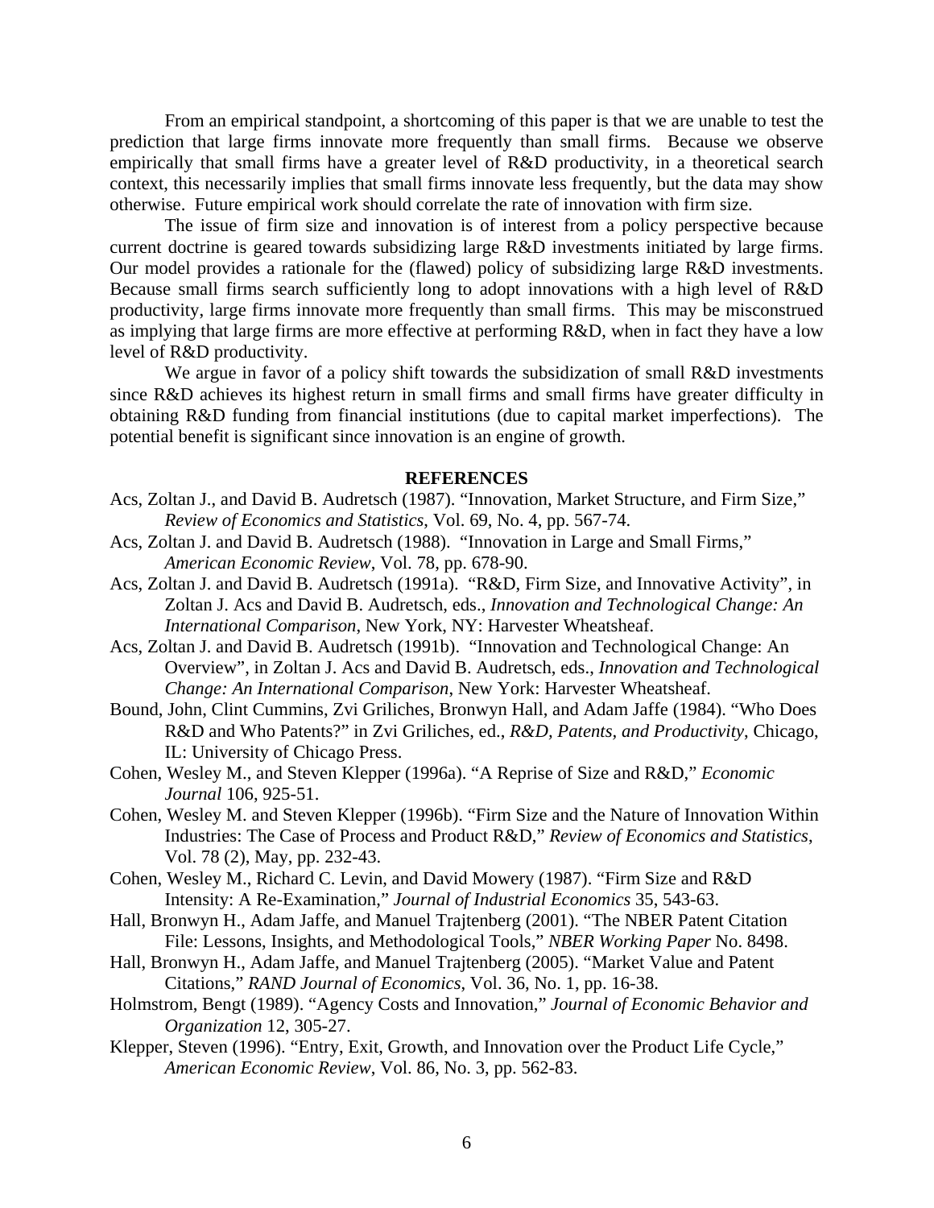From an empirical standpoint, a shortcoming of this paper is that we are unable to test the prediction that large firms innovate more frequently than small firms. Because we observe empirically that small firms have a greater level of R&D productivity, in a theoretical search context, this necessarily implies that small firms innovate less frequently, but the data may show otherwise. Future empirical work should correlate the rate of innovation with firm size.

The issue of firm size and innovation is of interest from a policy perspective because current doctrine is geared towards subsidizing large R&D investments initiated by large firms. Our model provides a rationale for the (flawed) policy of subsidizing large R&D investments. Because small firms search sufficiently long to adopt innovations with a high level of R&D productivity, large firms innovate more frequently than small firms. This may be misconstrued as implying that large firms are more effective at performing R&D, when in fact they have a low level of R&D productivity.

We argue in favor of a policy shift towards the subsidization of small R&D investments since R&D achieves its highest return in small firms and small firms have greater difficulty in obtaining R&D funding from financial institutions (due to capital market imperfections). The potential benefit is significant since innovation is an engine of growth.

## REFERENCES

Acs, Zoltan J., and David B. Audretsch (1987). "Innovation, Market Structure, and Firm Size," *Review of Economics and Statistics*, Vol. 69, No. 4, pp. 567-74.

Acs, Zoltan J. and David B. Audretsch (1988). "Innovation in Large and Small Firms," *American Economic Review*, Vol. 78, pp. 678-90.

Acs, Zoltan J. and David B. Audretsch (1991a). "R&D, Firm Size, and Innovative Activity", in Zoltan J. Acs and David B. Audretsch, eds., *Innovation and Technological Change: An International Comparison*, New York, NY: Harvester Wheatsheaf.

Acs, Zoltan J. and David B. Audretsch (1991b). "Innovation and Technological Change: An Overview", in Zoltan J. Acs and David B. Audretsch, eds., *Innovation and Technological Change: An International Comparison*, New York: Harvester Wheatsheaf.

Bound, John, Clint Cummins, Zvi Griliches, Bronwyn Hall, and Adam Jaffe (1984). "Who Does R&D and Who Patents?" in Zvi Griliches, ed., *R&D, Patents, and Productivity*, Chicago, IL: University of Chicago Press.

Cohen, Wesley M., and Steven Klepper (1996a). "A Reprise of Size and R&D," *Economic Journal* 106, 925-51.

Cohen, Wesley M. and Steven Klepper (1996b). "Firm Size and the Nature of Innovation Within Industries: The Case of Process and Product R&D," *Review of Economics and Statistics*, Vol. 78 (2), May, pp. 232-43.

Cohen, Wesley M., Richard C. Levin, and David Mowery (1987). "Firm Size and R&D Intensity: A Re-Examination," *Journal of Industrial Economics* 35, 543-63.

Hall, Bronwyn H., Adam Jaffe, and Manuel Trajtenberg (2001). "The NBER Patent Citation File: Lessons, Insights, and Methodological Tools," *NBER Working Paper* No. 8498.

Hall, Bronwyn H., Adam Jaffe, and Manuel Trajtenberg (2005). "Market Value and Patent Citations," *RAND Journal of Economics*, Vol. 36, No. 1, pp. 16-38.

Holmstrom, Bengt (1989). "Agency Costs and Innovation," *Journal of Economic Behavior and Organization* 12, 305-27.

Klepper, Steven (1996). "Entry, Exit, Growth, and Innovation over the Product Life Cycle," *American Economic Review*, Vol. 86, No. 3, pp. 562-83.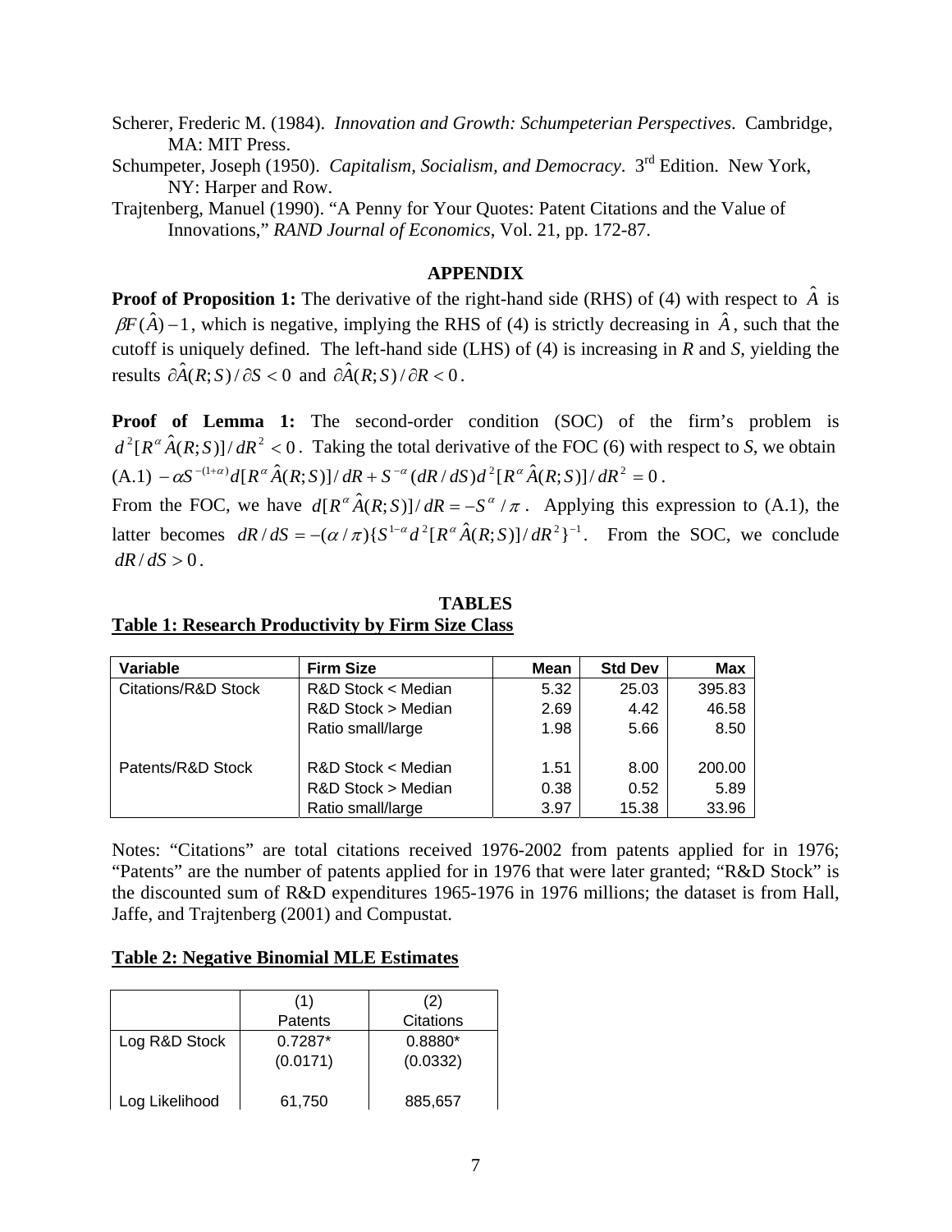Scherer, Frederic M. (1984). *Innovation and Growth: Schumpeterian Perspectives*. Cambridge, MA: MIT Press.

Schumpeter, Joseph (1950). *Capitalism, Socialism, and Democracy*. 3rd Edition. New York, NY: Harper and Row.

Trajtenberg, Manuel (1990). "A Penny for Your Quotes: Patent Citations and the Value of Innovations," *RAND Journal of Economics*, Vol. 21, pp. 172-87.

## APPENDIX

**Proof of Proposition 1:** The derivative of the right-hand side (RHS) of (4) with respect to $\hat{A}$ is $\beta F(\hat{A})-1$, which is negative, implying the RHS of (4) is strictly decreasing in $\hat{A}$, such that the cutoff is uniquely defined. The left-hand side (LHS) of (4) is increasing in *R* and *S*, yielding the results $\partial\hat{A}(R;S)/\partial S<0$ and $\partial\hat{A}(R;S)/\partial R<0$.

**Proof of Lemma 1:** The second-order condition (SOC) of the firm's problem is $d^2[R^\alpha\hat{A}(R;S)]/dR^2<0$. Taking the total derivative of the FOC (6) with respect to *S*, we obtain

(A.1) $-\alpha S^{-(1+\alpha)}d[R^\alpha\hat{A}(R;S)]/dR+S^{-\alpha}(dR/dS)d^2[R^\alpha\hat{A}(R;S)]/dR^2=0$.

From the FOC, we have $d[R^\alpha\hat{A}(R;S)]/dR=-S^\alpha/\pi$. Applying this expression to (A.1), the latter becomes $dR/dS=-(\alpha/\pi)\{S^{1-\alpha}d^2[R^\alpha\hat{A}(R;S)]/dR^2\}^{-1}$. From the SOC, we conclude $dR/dS>0$.

## TABLES

**Table 1: Research Productivity by Firm Size Class**

| Variable | Firm Size | Mean | Std Dev | Max |
|---|---|---|---|---|
| Citations/R&D Stock | R&D Stock < Median | 5.32 | 25.03 | 395.83 |
| | R&D Stock > Median | 2.69 | 4.42 | 46.58 |
| | Ratio small/large | 1.98 | 5.66 | 8.50 |
| Patents/R&D Stock | R&D Stock < Median | 1.51 | 8.00 | 200.00 |
| | R&D Stock > Median | 0.38 | 0.52 | 5.89 |
| | Ratio small/large | 3.97 | 15.38 | 33.96 |

Notes: "Citations" are total citations received 1976-2002 from patents applied for in 1976; "Patents" are the number of patents applied for in 1976 that were later granted; "R&D Stock" is the discounted sum of R&D expenditures 1965-1976 in 1976 millions; the dataset is from Hall, Jaffe, and Trajtenberg (2001) and Compustat.

**Table 2: Negative Binomial MLE Estimates**

| | (1) Patents | (2) Citations |
|---|---|---|
| Log R&D Stock | 0.7287* | 0.8880* |
| | (0.0171) | (0.0332) |
| Log Likelihood | 61,750 | 885,657 |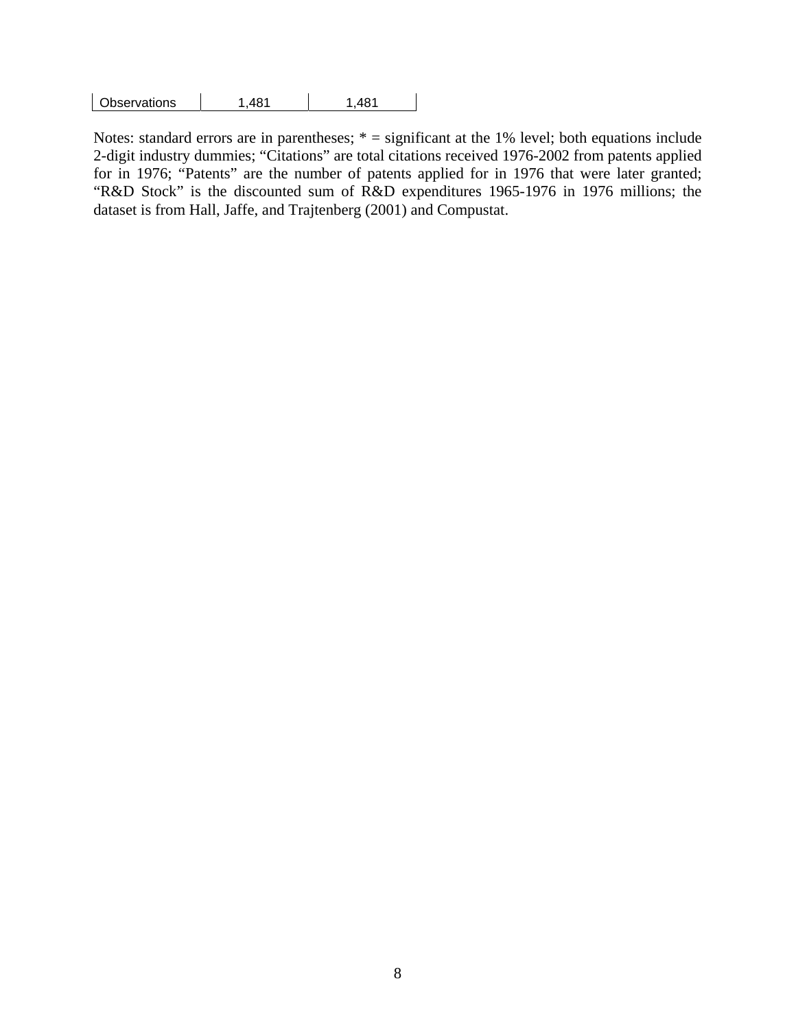| | | |
|---|---|---|
| Observations | 1,481 | 1,481 |

Notes: standard errors are in parentheses; * = significant at the 1% level; both equations include 2-digit industry dummies; “Citations” are total citations received 1976-2002 from patents applied for in 1976; “Patents” are the number of patents applied for in 1976 that were later granted; “R&D Stock” is the discounted sum of R&D expenditures 1965-1976 in 1976 millions; the dataset is from Hall, Jaffe, and Trajtenberg (2001) and Compustat.